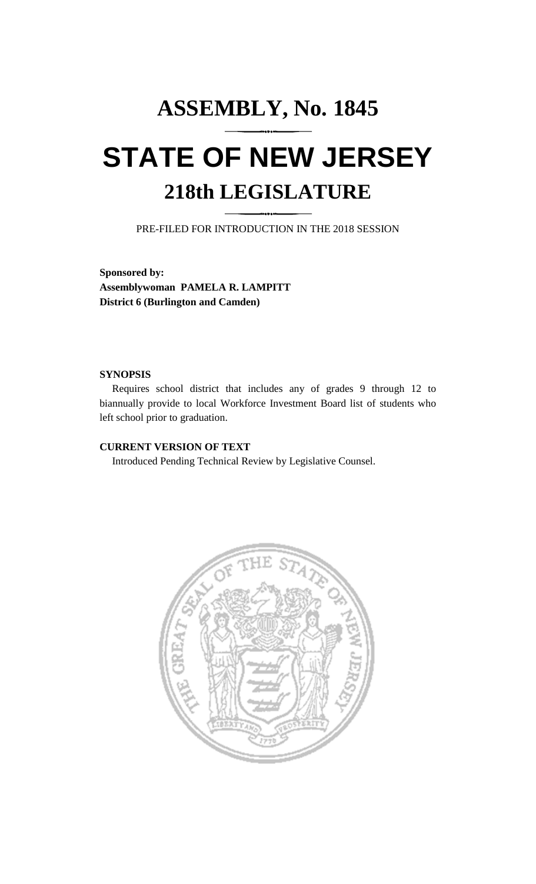# ASSEMBLY, No. 1845

# STATE OF NEW JERSEY

## 218th LEGISLATURE

PRE-FILED FOR INTRODUCTION IN THE 2018 SESSION

**Sponsored by:**
**Assemblywoman PAMELA R. LAMPITT**
**District 6 (Burlington and Camden)**

**SYNOPSIS**

Requires school district that includes any of grades 9 through 12 to biannually provide to local Workforce Investment Board list of students who left school prior to graduation.

**CURRENT VERSION OF TEXT**

Introduced Pending Technical Review by Legislative Counsel.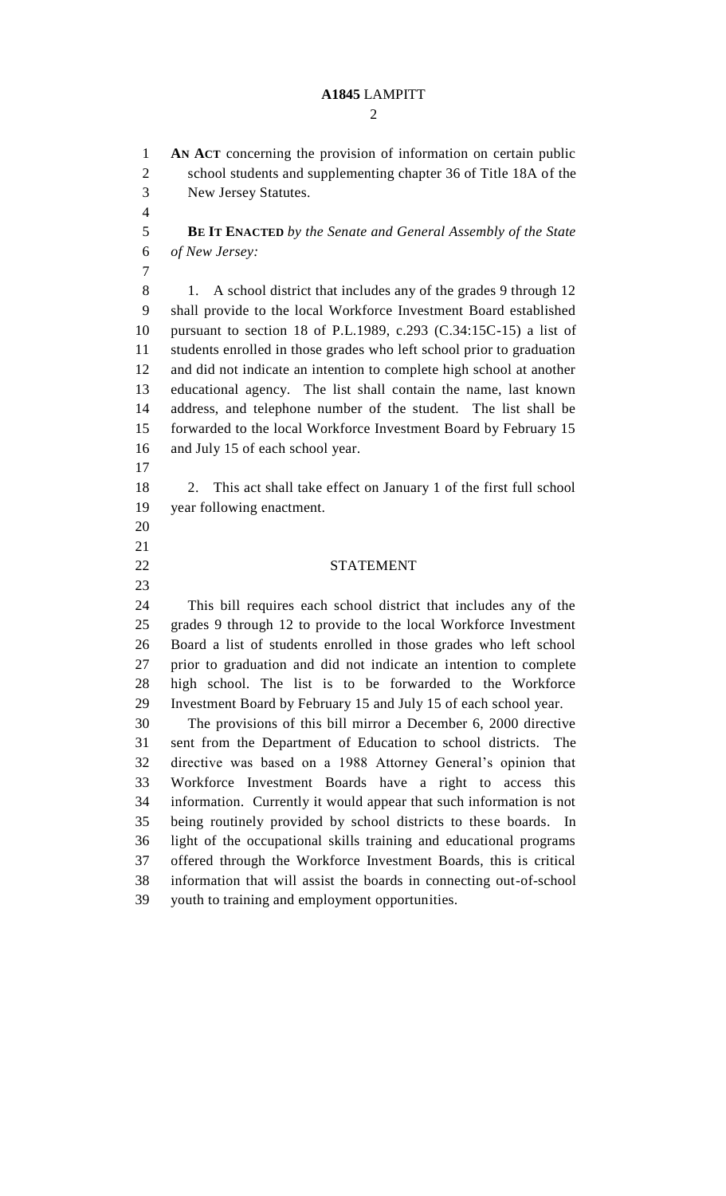**AN ACT** concerning the provision of information on certain public school students and supplementing chapter 36 of Title 18A of the New Jersey Statutes.

**BE IT ENACTED** *by the Senate and General Assembly of the State of New Jersey:*

1. A school district that includes any of the grades 9 through 12 shall provide to the local Workforce Investment Board established pursuant to section 18 of P.L.1989, c.293 (C.34:15C-15) a list of students enrolled in those grades who left school prior to graduation and did not indicate an intention to complete high school at another educational agency. The list shall contain the name, last known address, and telephone number of the student. The list shall be forwarded to the local Workforce Investment Board by February 15 and July 15 of each school year.

2. This act shall take effect on January 1 of the first full school year following enactment.

## STATEMENT

This bill requires each school district that includes any of the grades 9 through 12 to provide to the local Workforce Investment Board a list of students enrolled in those grades who left school prior to graduation and did not indicate an intention to complete high school. The list is to be forwarded to the Workforce Investment Board by February 15 and July 15 of each school year.

The provisions of this bill mirror a December 6, 2000 directive sent from the Department of Education to school districts. The directive was based on a 1988 Attorney General's opinion that Workforce Investment Boards have a right to access this information. Currently it would appear that such information is not being routinely provided by school districts to these boards. In light of the occupational skills training and educational programs offered through the Workforce Investment Boards, this is critical information that will assist the boards in connecting out-of-school youth to training and employment opportunities.